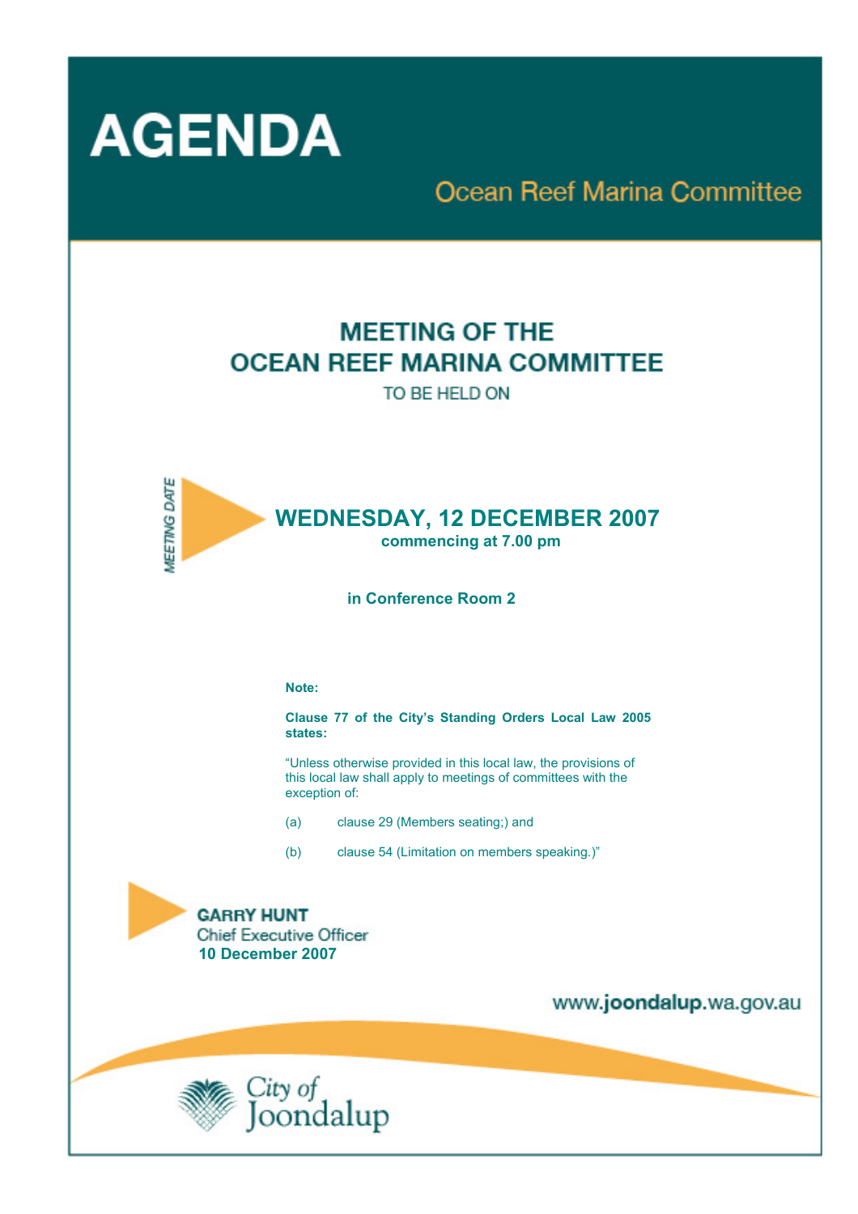# AGENDA

## Ocean Reef Marina Committee

## MEETING OF THE OCEAN REEF MARINA COMMITTEE

TO BE HELD ON

MEETING DATE

**WEDNESDAY, 12 DECEMBER 2007**
**commencing at 7.00 pm**

**in Conference Room 2**

**Note:**

**Clause 77 of the City's Standing Orders Local Law 2005 states:**

"Unless otherwise provided in this local law, the provisions of this local law shall apply to meetings of committees with the exception of:

(a) clause 29 (Members seating;) and

(b) clause 54 (Limitation on members speaking.)"

**GARRY HUNT**
Chief Executive Officer
**10 December 2007**

www.**joondalup**.wa.gov.au

City of Joondalup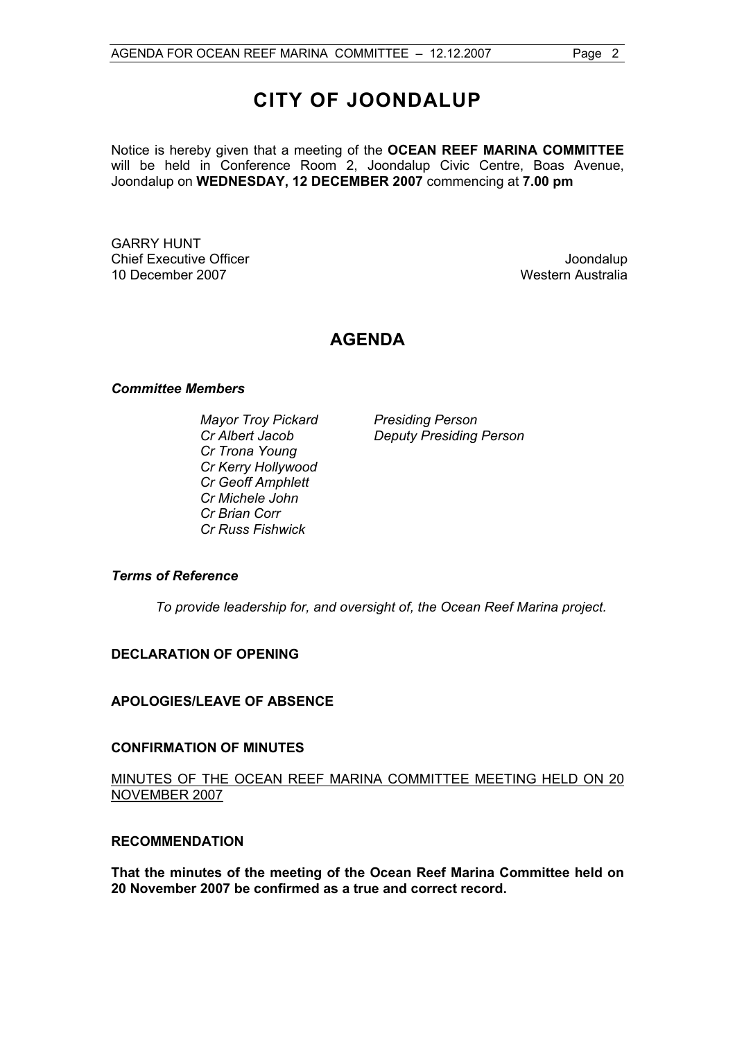# CITY OF JOONDALUP

Notice is hereby given that a meeting of the **OCEAN REEF MARINA COMMITTEE** will be held in Conference Room 2, Joondalup Civic Centre, Boas Avenue, Joondalup on **WEDNESDAY, 12 DECEMBER 2007** commencing at **7.00 pm**

GARRY HUNT
Chief Executive Officer
10 December 2007

Joondalup
Western Australia

## AGENDA

***Committee Members***

| | |
|---|---|
| *Mayor Troy Pickard* | *Presiding Person* |
| *Cr Albert Jacob* | *Deputy Presiding Person* |
| *Cr Trona Young* | |
| *Cr Kerry Hollywood* | |
| *Cr Geoff Amphlett* | |
| *Cr Michele John* | |
| *Cr Brian Corr* | |
| *Cr Russ Fishwick* | |

***Terms of Reference***

*To provide leadership for, and oversight of, the Ocean Reef Marina project.*

**DECLARATION OF OPENING**

**APOLOGIES/LEAVE OF ABSENCE**

**CONFIRMATION OF MINUTES**

<u>MINUTES OF THE OCEAN REEF MARINA COMMITTEE MEETING HELD ON 20 NOVEMBER 2007</u>

**RECOMMENDATION**

**That the minutes of the meeting of the Ocean Reef Marina Committee held on 20 November 2007 be confirmed as a true and correct record.**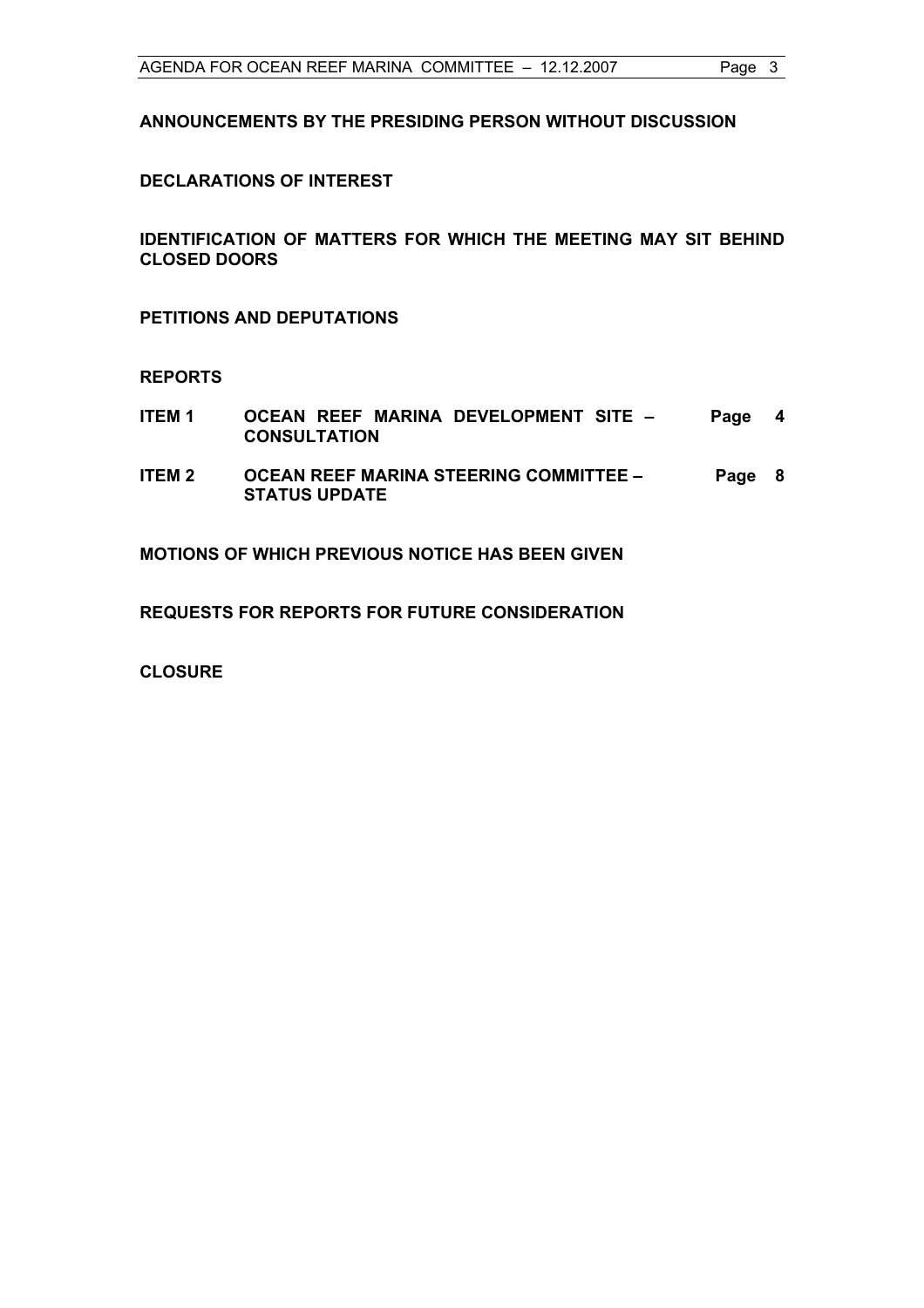**ANNOUNCEMENTS BY THE PRESIDING PERSON WITHOUT DISCUSSION**

**DECLARATIONS OF INTEREST**

**IDENTIFICATION OF MATTERS FOR WHICH THE MEETING MAY SIT BEHIND CLOSED DOORS**

**PETITIONS AND DEPUTATIONS**

**REPORTS**

| | | |
|---|---|---|
| **ITEM 1** | **OCEAN REEF MARINA DEVELOPMENT SITE – CONSULTATION** | **Page 4** |
| **ITEM 2** | **OCEAN REEF MARINA STEERING COMMITTEE – STATUS UPDATE** | **Page 8** |

**MOTIONS OF WHICH PREVIOUS NOTICE HAS BEEN GIVEN**

**REQUESTS FOR REPORTS FOR FUTURE CONSIDERATION**

**CLOSURE**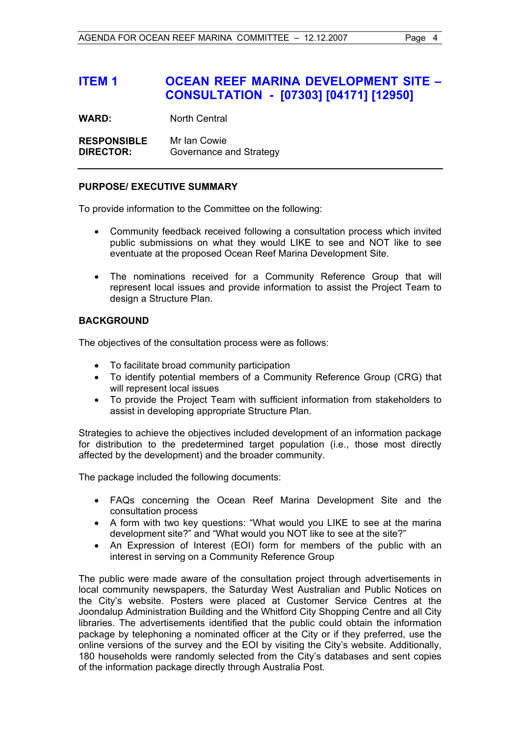## ITEM 1 OCEAN REEF MARINA DEVELOPMENT SITE – CONSULTATION - [07303] [04171] [12950]

**WARD:** North Central

**RESPONSIBLE DIRECTOR:** Mr Ian Cowie
Governance and Strategy

---

### PURPOSE/ EXECUTIVE SUMMARY

To provide information to the Committee on the following:

- Community feedback received following a consultation process which invited public submissions on what they would LIKE to see and NOT like to see eventuate at the proposed Ocean Reef Marina Development Site.
- The nominations received for a Community Reference Group that will represent local issues and provide information to assist the Project Team to design a Structure Plan.

### BACKGROUND

The objectives of the consultation process were as follows:

- To facilitate broad community participation
- To identify potential members of a Community Reference Group (CRG) that will represent local issues
- To provide the Project Team with sufficient information from stakeholders to assist in developing appropriate Structure Plan.

Strategies to achieve the objectives included development of an information package for distribution to the predetermined target population (i.e., those most directly affected by the development) and the broader community.

The package included the following documents:

- FAQs concerning the Ocean Reef Marina Development Site and the consultation process
- A form with two key questions: "What would you LIKE to see at the marina development site?" and "What would you NOT like to see at the site?"
- An Expression of Interest (EOI) form for members of the public with an interest in serving on a Community Reference Group

The public were made aware of the consultation project through advertisements in local community newspapers, the Saturday West Australian and Public Notices on the City's website. Posters were placed at Customer Service Centres at the Joondalup Administration Building and the Whitford City Shopping Centre and all City libraries. The advertisements identified that the public could obtain the information package by telephoning a nominated officer at the City or if they preferred, use the online versions of the survey and the EOI by visiting the City's website. Additionally, 180 households were randomly selected from the City's databases and sent copies of the information package directly through Australia Post.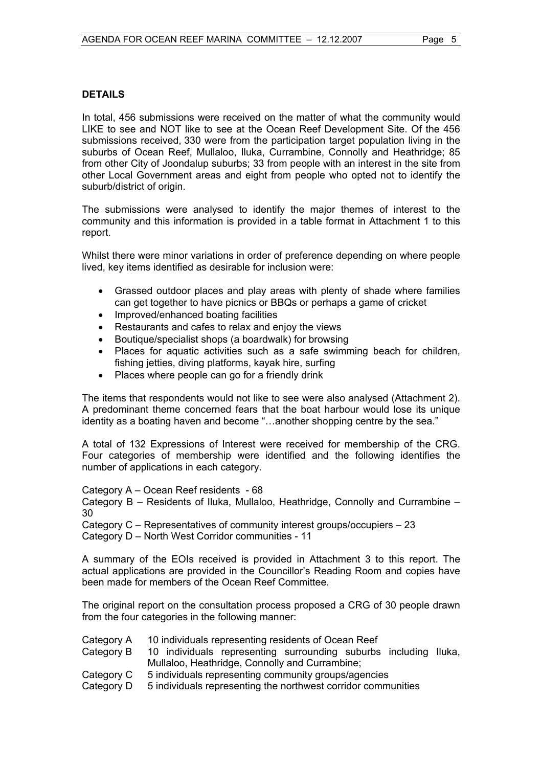## DETAILS

In total, 456 submissions were received on the matter of what the community would LIKE to see and NOT like to see at the Ocean Reef Development Site. Of the 456 submissions received, 330 were from the participation target population living in the suburbs of Ocean Reef, Mullaloo, Iluka, Currambine, Connolly and Heathridge; 85 from other City of Joondalup suburbs; 33 from people with an interest in the site from other Local Government areas and eight from people who opted not to identify the suburb/district of origin.

The submissions were analysed to identify the major themes of interest to the community and this information is provided in a table format in Attachment 1 to this report.

Whilst there were minor variations in order of preference depending on where people lived, key items identified as desirable for inclusion were:

- Grassed outdoor places and play areas with plenty of shade where families can get together to have picnics or BBQs or perhaps a game of cricket
- Improved/enhanced boating facilities
- Restaurants and cafes to relax and enjoy the views
- Boutique/specialist shops (a boardwalk) for browsing
- Places for aquatic activities such as a safe swimming beach for children, fishing jetties, diving platforms, kayak hire, surfing
- Places where people can go for a friendly drink

The items that respondents would not like to see were also analysed (Attachment 2). A predominant theme concerned fears that the boat harbour would lose its unique identity as a boating haven and become "…another shopping centre by the sea."

A total of 132 Expressions of Interest were received for membership of the CRG. Four categories of membership were identified and the following identifies the number of applications in each category.

Category A – Ocean Reef residents - 68
Category B – Residents of Iluka, Mullaloo, Heathridge, Connolly and Currambine – 30
Category C – Representatives of community interest groups/occupiers – 23
Category D – North West Corridor communities - 11

A summary of the EOIs received is provided in Attachment 3 to this report. The actual applications are provided in the Councillor's Reading Room and copies have been made for members of the Ocean Reef Committee.

The original report on the consultation process proposed a CRG of 30 people drawn from the four categories in the following manner:

Category A 10 individuals representing residents of Ocean Reef
Category B 10 individuals representing surrounding suburbs including Iluka, Mullaloo, Heathridge, Connolly and Currambine;
Category C 5 individuals representing community groups/agencies
Category D 5 individuals representing the northwest corridor communities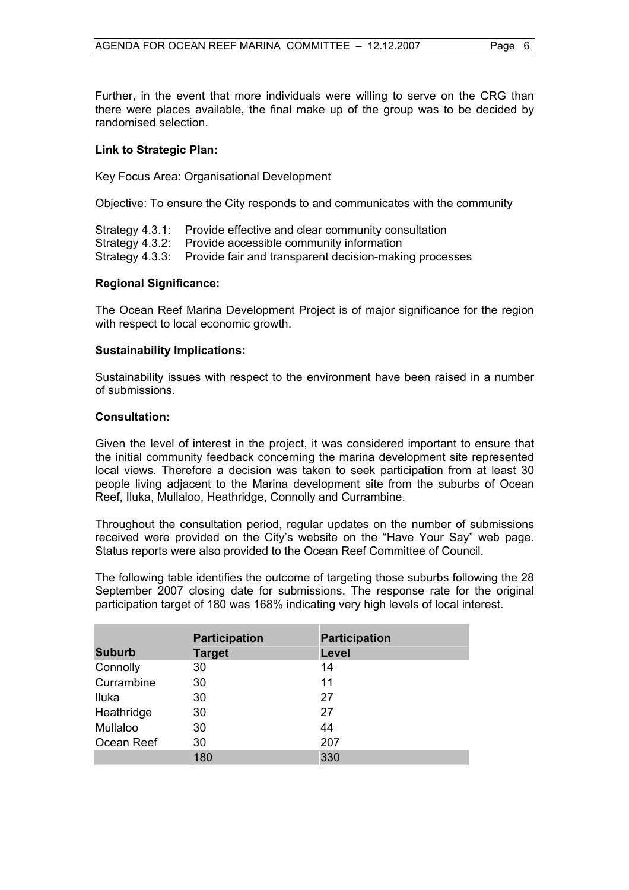Further, in the event that more individuals were willing to serve on the CRG than there were places available, the final make up of the group was to be decided by randomised selection.

**Link to Strategic Plan:**

Key Focus Area: Organisational Development

Objective: To ensure the City responds to and communicates with the community

Strategy 4.3.1: Provide effective and clear community consultation
Strategy 4.3.2: Provide accessible community information
Strategy 4.3.3: Provide fair and transparent decision-making processes

**Regional Significance:**

The Ocean Reef Marina Development Project is of major significance for the region with respect to local economic growth.

**Sustainability Implications:**

Sustainability issues with respect to the environment have been raised in a number of submissions.

**Consultation:**

Given the level of interest in the project, it was considered important to ensure that the initial community feedback concerning the marina development site represented local views. Therefore a decision was taken to seek participation from at least 30 people living adjacent to the Marina development site from the suburbs of Ocean Reef, Iluka, Mullaloo, Heathridge, Connolly and Currambine.

Throughout the consultation period, regular updates on the number of submissions received were provided on the City's website on the "Have Your Say" web page. Status reports were also provided to the Ocean Reef Committee of Council.

The following table identifies the outcome of targeting those suburbs following the 28 September 2007 closing date for submissions. The response rate for the original participation target of 180 was 168% indicating very high levels of local interest.

| Suburb | Participation Target | Participation Level |
|---|---|---|
| Connolly | 30 | 14 |
| Currambine | 30 | 11 |
| Iluka | 30 | 27 |
| Heathridge | 30 | 27 |
| Mullaloo | 30 | 44 |
| Ocean Reef | 30 | 207 |
| | 180 | 330 |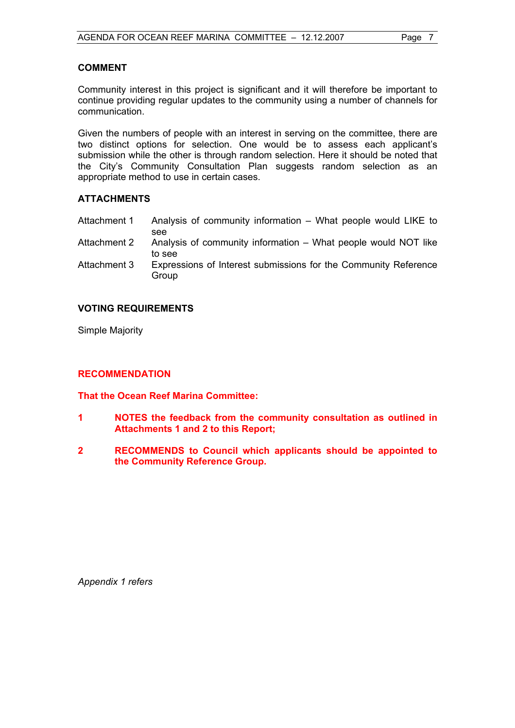## COMMENT

Community interest in this project is significant and it will therefore be important to continue providing regular updates to the community using a number of channels for communication.

Given the numbers of people with an interest in serving on the committee, there are two distinct options for selection. One would be to assess each applicant's submission while the other is through random selection. Here it should be noted that the City's Community Consultation Plan suggests random selection as an appropriate method to use in certain cases.

## ATTACHMENTS

| | |
|---|---|
| Attachment 1 | Analysis of community information – What people would LIKE to see |
| Attachment 2 | Analysis of community information – What people would NOT like to see |
| Attachment 3 | Expressions of Interest submissions for the Community Reference Group |

## VOTING REQUIREMENTS

Simple Majority

## RECOMMENDATION

**That the Ocean Reef Marina Committee:**

1. **NOTES the feedback from the community consultation as outlined in Attachments 1 and 2 to this Report;**

2. **RECOMMENDS to Council which applicants should be appointed to the Community Reference Group.**

*Appendix 1 refers*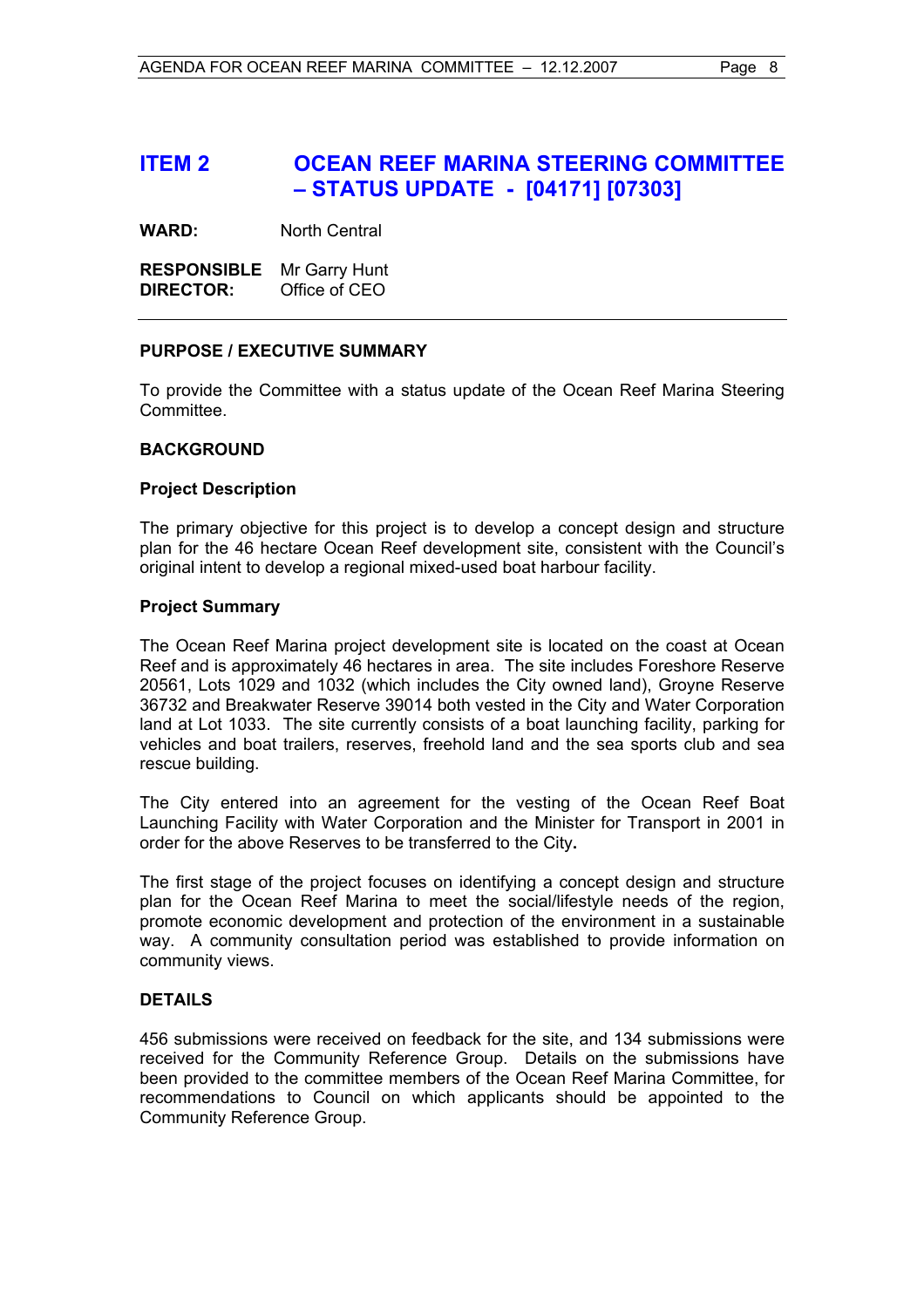# ITEM 2 OCEAN REEF MARINA STEERING COMMITTEE – STATUS UPDATE - [04171] [07303]

**WARD:** North Central

**RESPONSIBLE DIRECTOR:** Mr Garry Hunt
Office of CEO

---

**PURPOSE / EXECUTIVE SUMMARY**

To provide the Committee with a status update of the Ocean Reef Marina Steering Committee.

**BACKGROUND**

**Project Description**

The primary objective for this project is to develop a concept design and structure plan for the 46 hectare Ocean Reef development site, consistent with the Council's original intent to develop a regional mixed-used boat harbour facility.

**Project Summary**

The Ocean Reef Marina project development site is located on the coast at Ocean Reef and is approximately 46 hectares in area. The site includes Foreshore Reserve 20561, Lots 1029 and 1032 (which includes the City owned land), Groyne Reserve 36732 and Breakwater Reserve 39014 both vested in the City and Water Corporation land at Lot 1033. The site currently consists of a boat launching facility, parking for vehicles and boat trailers, reserves, freehold land and the sea sports club and sea rescue building.

The City entered into an agreement for the vesting of the Ocean Reef Boat Launching Facility with Water Corporation and the Minister for Transport in 2001 in order for the above Reserves to be transferred to the City**.**

The first stage of the project focuses on identifying a concept design and structure plan for the Ocean Reef Marina to meet the social/lifestyle needs of the region, promote economic development and protection of the environment in a sustainable way. A community consultation period was established to provide information on community views.

**DETAILS**

456 submissions were received on feedback for the site, and 134 submissions were received for the Community Reference Group. Details on the submissions have been provided to the committee members of the Ocean Reef Marina Committee, for recommendations to Council on which applicants should be appointed to the Community Reference Group.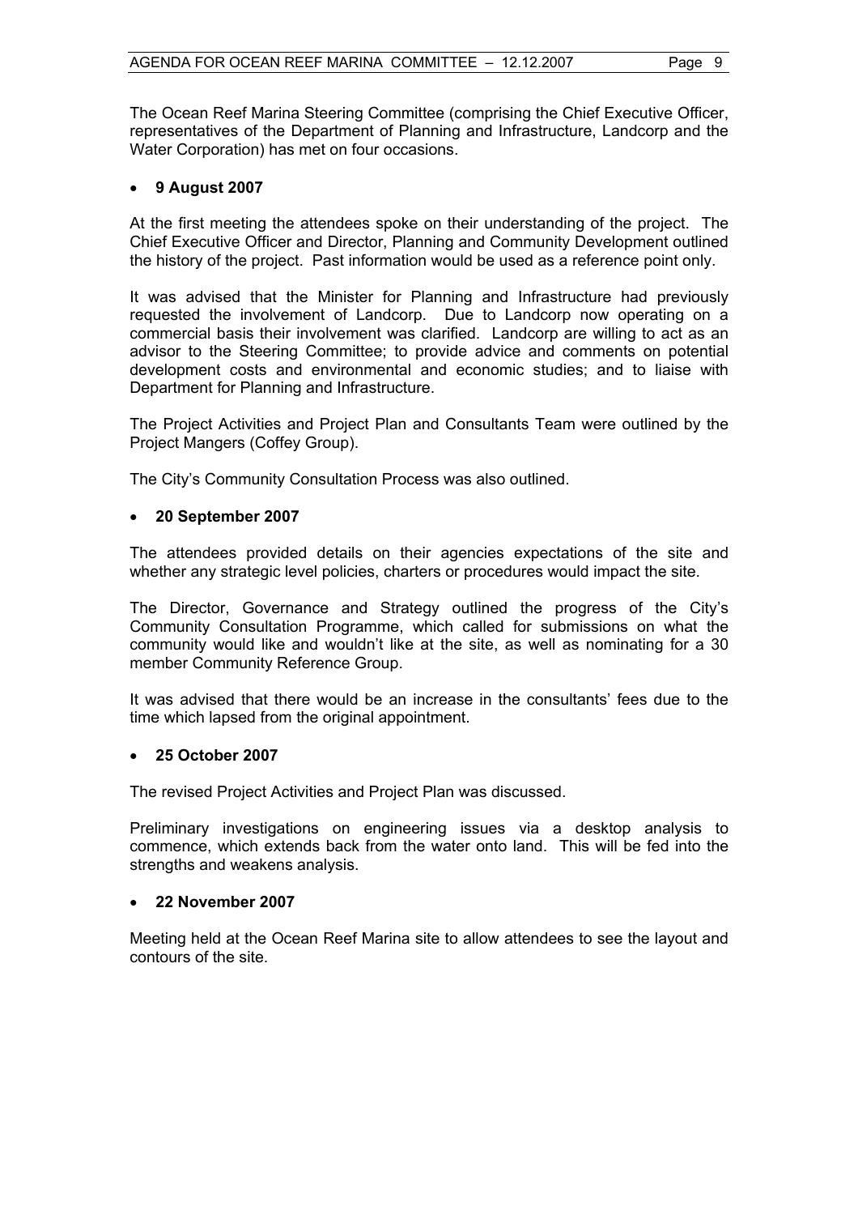The Ocean Reef Marina Steering Committee (comprising the Chief Executive Officer, representatives of the Department of Planning and Infrastructure, Landcorp and the Water Corporation) has met on four occasions.

- **9 August 2007**

At the first meeting the attendees spoke on their understanding of the project. The Chief Executive Officer and Director, Planning and Community Development outlined the history of the project. Past information would be used as a reference point only.

It was advised that the Minister for Planning and Infrastructure had previously requested the involvement of Landcorp. Due to Landcorp now operating on a commercial basis their involvement was clarified. Landcorp are willing to act as an advisor to the Steering Committee; to provide advice and comments on potential development costs and environmental and economic studies; and to liaise with Department for Planning and Infrastructure.

The Project Activities and Project Plan and Consultants Team were outlined by the Project Mangers (Coffey Group).

The City's Community Consultation Process was also outlined.

- **20 September 2007**

The attendees provided details on their agencies expectations of the site and whether any strategic level policies, charters or procedures would impact the site.

The Director, Governance and Strategy outlined the progress of the City's Community Consultation Programme, which called for submissions on what the community would like and wouldn't like at the site, as well as nominating for a 30 member Community Reference Group.

It was advised that there would be an increase in the consultants' fees due to the time which lapsed from the original appointment.

- **25 October 2007**

The revised Project Activities and Project Plan was discussed.

Preliminary investigations on engineering issues via a desktop analysis to commence, which extends back from the water onto land. This will be fed into the strengths and weakens analysis.

- **22 November 2007**

Meeting held at the Ocean Reef Marina site to allow attendees to see the layout and contours of the site.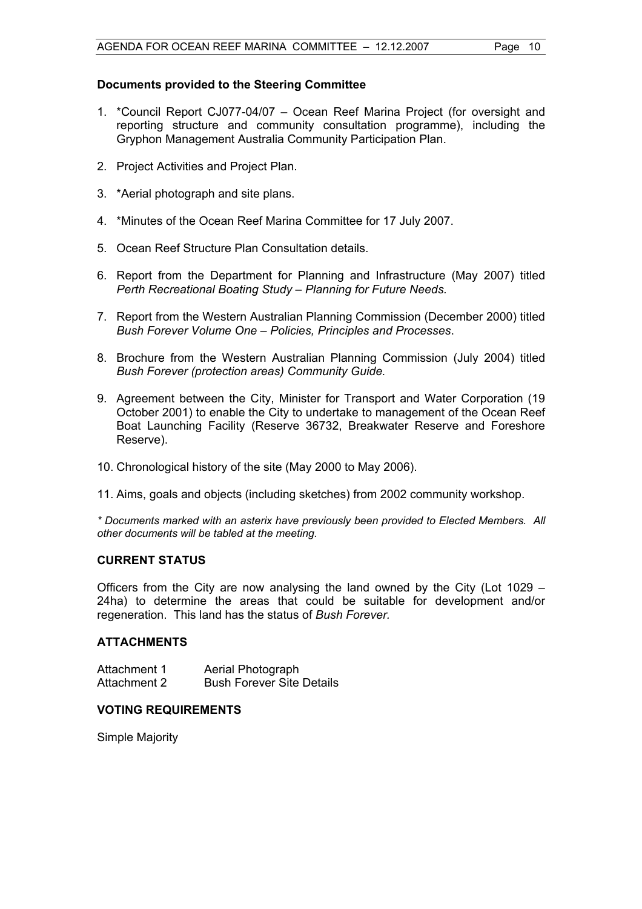**Documents provided to the Steering Committee**

1. *Council Report CJ077-04/07 – Ocean Reef Marina Project (for oversight and reporting structure and community consultation programme), including the Gryphon Management Australia Community Participation Plan.

2. Project Activities and Project Plan.

3. *Aerial photograph and site plans.

4. *Minutes of the Ocean Reef Marina Committee for 17 July 2007.

5. Ocean Reef Structure Plan Consultation details.

6. Report from the Department for Planning and Infrastructure (May 2007) titled *Perth Recreational Boating Study – Planning for Future Needs.*

7. Report from the Western Australian Planning Commission (December 2000) titled *Bush Forever Volume One – Policies, Principles and Processes*.

8. Brochure from the Western Australian Planning Commission (July 2004) titled *Bush Forever (protection areas) Community Guide.*

9. Agreement between the City, Minister for Transport and Water Corporation (19 October 2001) to enable the City to undertake to management of the Ocean Reef Boat Launching Facility (Reserve 36732, Breakwater Reserve and Foreshore Reserve).

10. Chronological history of the site (May 2000 to May 2006).

11. Aims, goals and objects (including sketches) from 2002 community workshop.

*\* Documents marked with an asterix have previously been provided to Elected Members. All other documents will be tabled at the meeting.*

## CURRENT STATUS

Officers from the City are now analysing the land owned by the City (Lot 1029 – 24ha) to determine the areas that could be suitable for development and/or regeneration. This land has the status of *Bush Forever*.

## ATTACHMENTS

| | |
|---|---|
| Attachment 1 | Aerial Photograph |
| Attachment 2 | Bush Forever Site Details |

## VOTING REQUIREMENTS

Simple Majority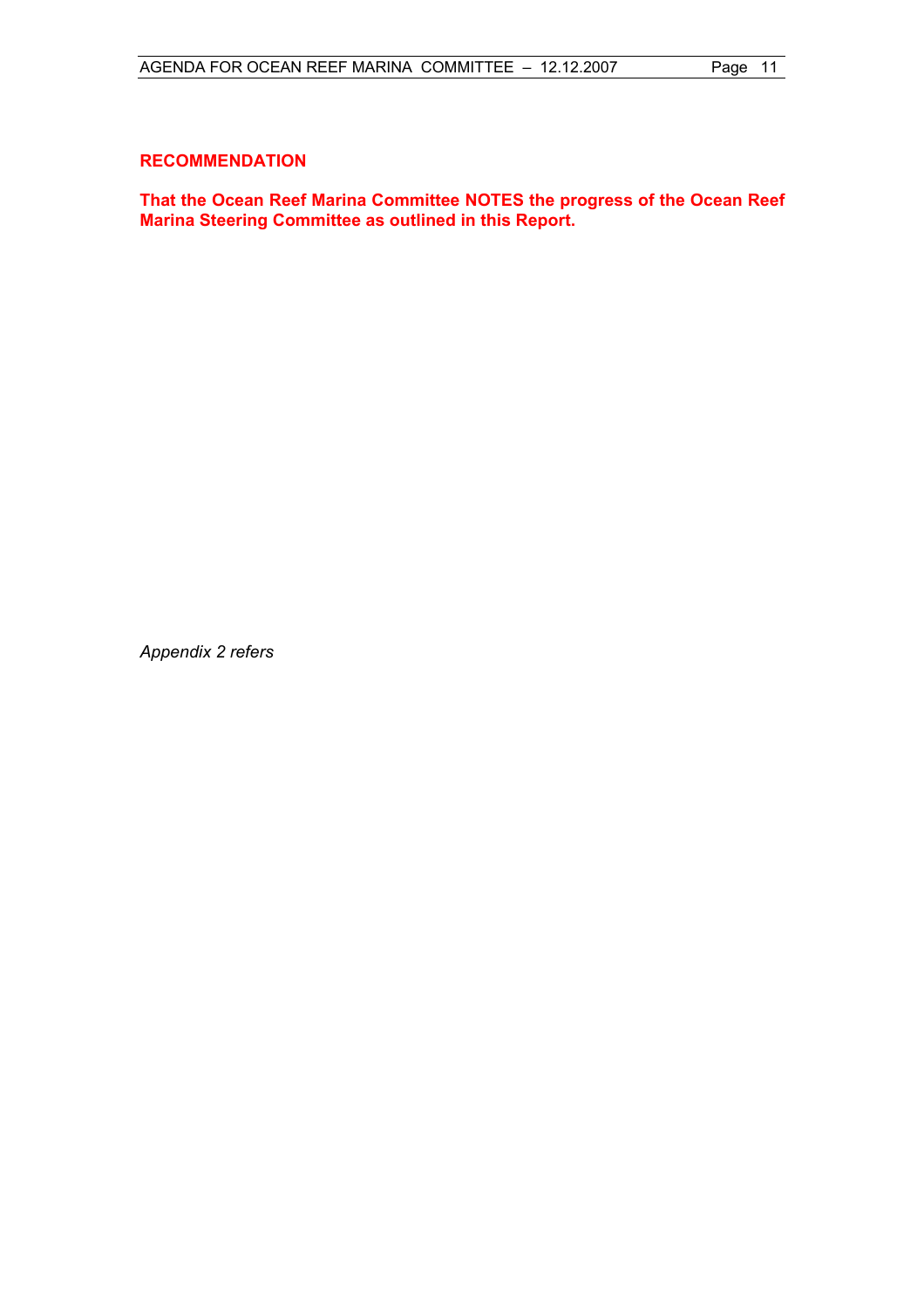**RECOMMENDATION**

**That the Ocean Reef Marina Committee NOTES the progress of the Ocean Reef Marina Steering Committee as outlined in this Report.**

*Appendix 2 refers*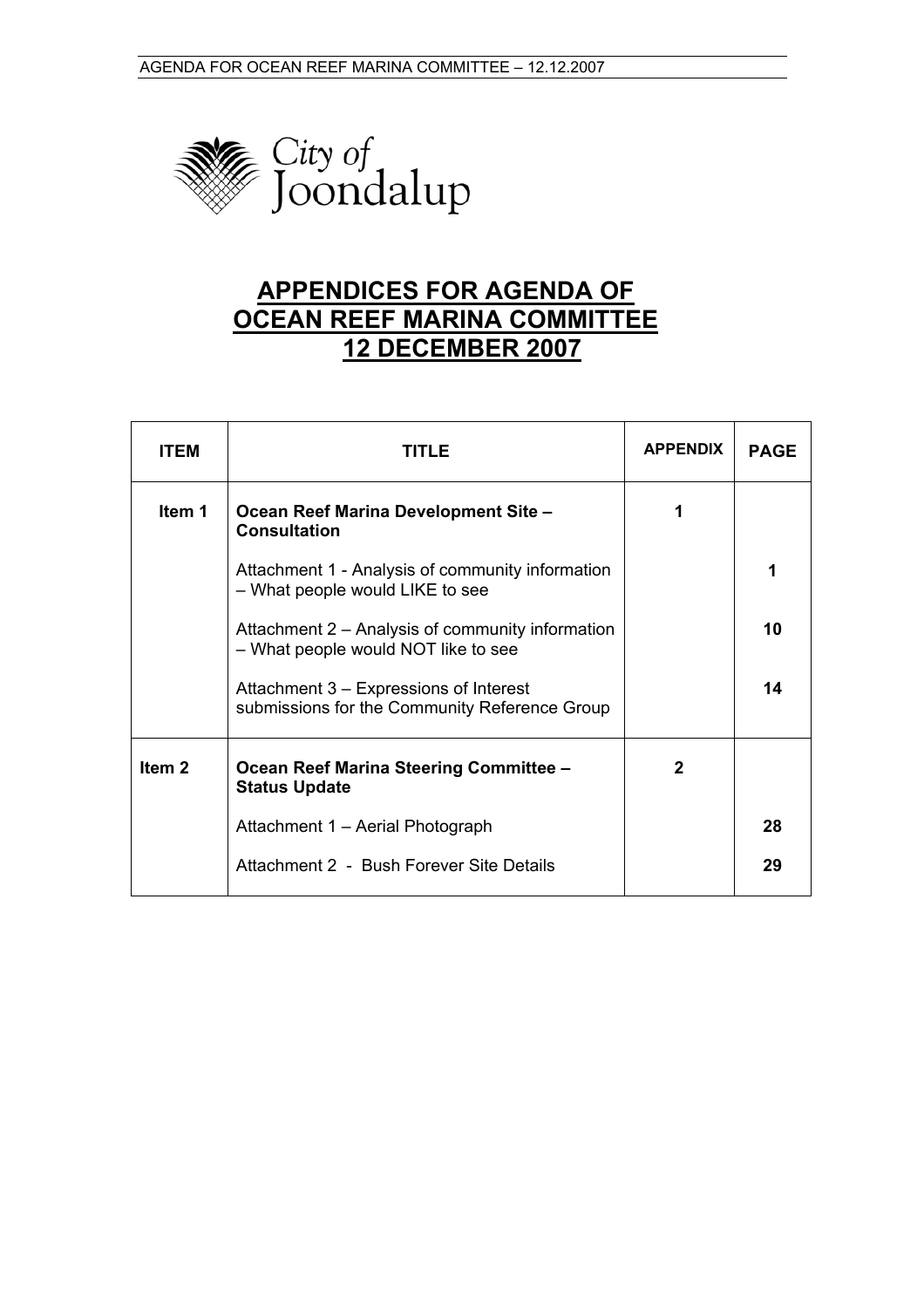City of Joondalup

# APPENDICES FOR AGENDA OF OCEAN REEF MARINA COMMITTEE 12 DECEMBER 2007

| ITEM | TITLE | APPENDIX | PAGE |
|---|---|---|---|
| **Item 1** | **Ocean Reef Marina Development Site – Consultation** | **1** | |
| | Attachment 1 - Analysis of community information – What people would LIKE to see | | **1** |
| | Attachment 2 – Analysis of community information – What people would NOT like to see | | **10** |
| | Attachment 3 – Expressions of Interest submissions for the Community Reference Group | | **14** |
| **Item 2** | **Ocean Reef Marina Steering Committee – Status Update** | **2** | |
| | Attachment 1 – Aerial Photograph | | **28** |
| | Attachment 2 - Bush Forever Site Details | | **29** |